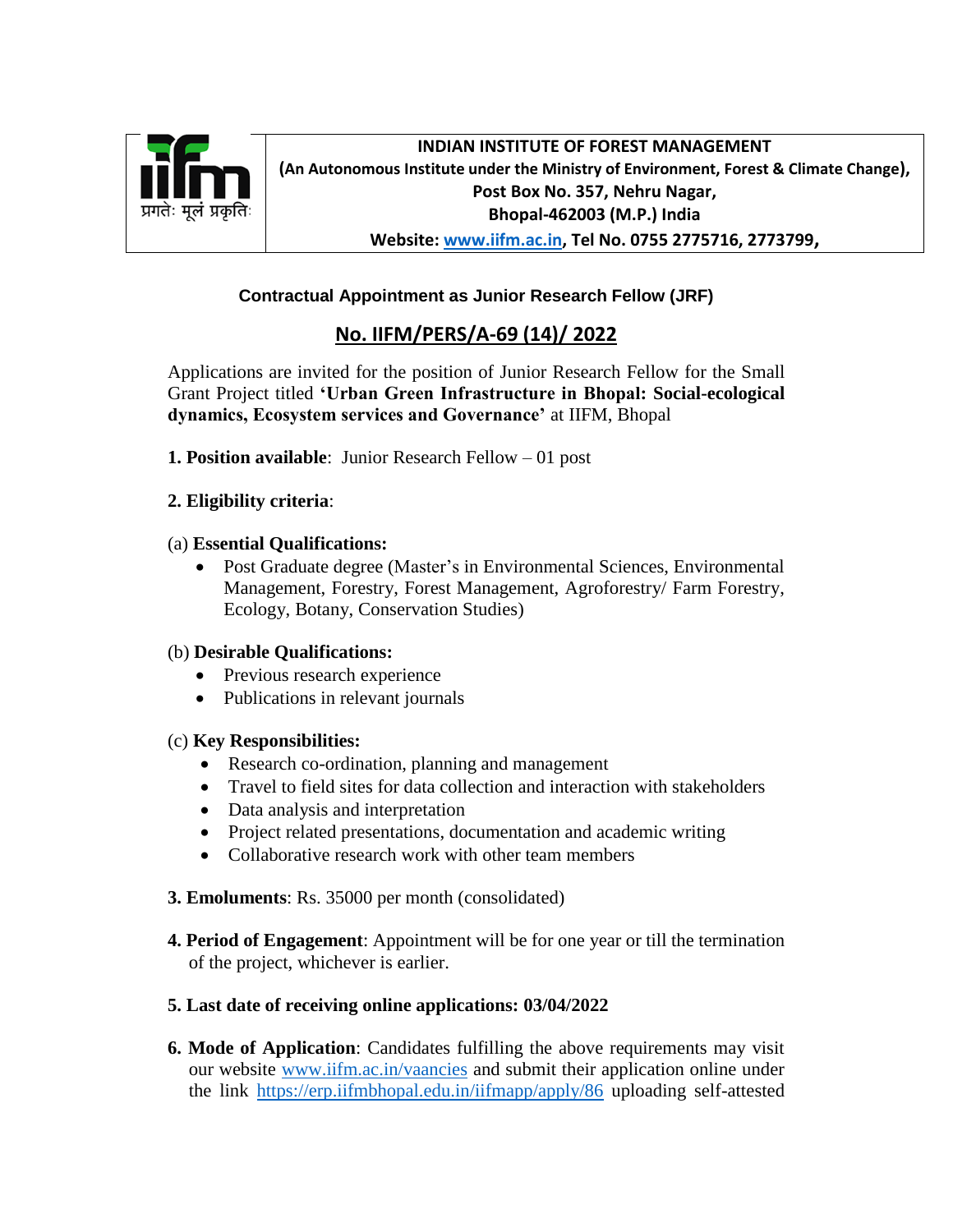**INDIAN INSTITUTE OF FOREST MANAGEMENT**
**(An Autonomous Institute under the Ministry of Environment, Forest & Climate Change),**
**Post Box No. 357, Nehru Nagar,**
**Bhopal-462003 (M.P.) India**
**Website: [www.iifm.ac.in](http://www.iifm.ac.in), Tel No. 0755 2775716, 2773799,**

प्रगतेः मूलं प्रकृतिः

**Contractual Appointment as Junior Research Fellow (JRF)**

## No. IIFM/PERS/A-69 (14)/ 2022

Applications are invited for the position of Junior Research Fellow for the Small Grant Project titled **'Urban Green Infrastructure in Bhopal: Social-ecological dynamics, Ecosystem services and Governance'** at IIFM, Bhopal

**1. Position available**: Junior Research Fellow – 01 post

**2. Eligibility criteria**:

(a) **Essential Qualifications:**

- Post Graduate degree (Master's in Environmental Sciences, Environmental Management, Forestry, Forest Management, Agroforestry/ Farm Forestry, Ecology, Botany, Conservation Studies)

(b) **Desirable Qualifications:**

- Previous research experience
- Publications in relevant journals

(c) **Key Responsibilities:**

- Research co-ordination, planning and management
- Travel to field sites for data collection and interaction with stakeholders
- Data analysis and interpretation
- Project related presentations, documentation and academic writing
- Collaborative research work with other team members

**3. Emoluments**: Rs. 35000 per month (consolidated)

**4. Period of Engagement**: Appointment will be for one year or till the termination of the project, whichever is earlier.

**5. Last date of receiving online applications: 03/04/2022**

**6. Mode of Application**: Candidates fulfilling the above requirements may visit our website [www.iifm.ac.in/vaancies](http://www.iifm.ac.in/vaancies) and submit their application online under the link [https://erp.iifmbhopal.edu.in/iifmapp/apply/86](https://erp.iifmbhopal.edu.in/iifmapp/apply/86) uploading self-attested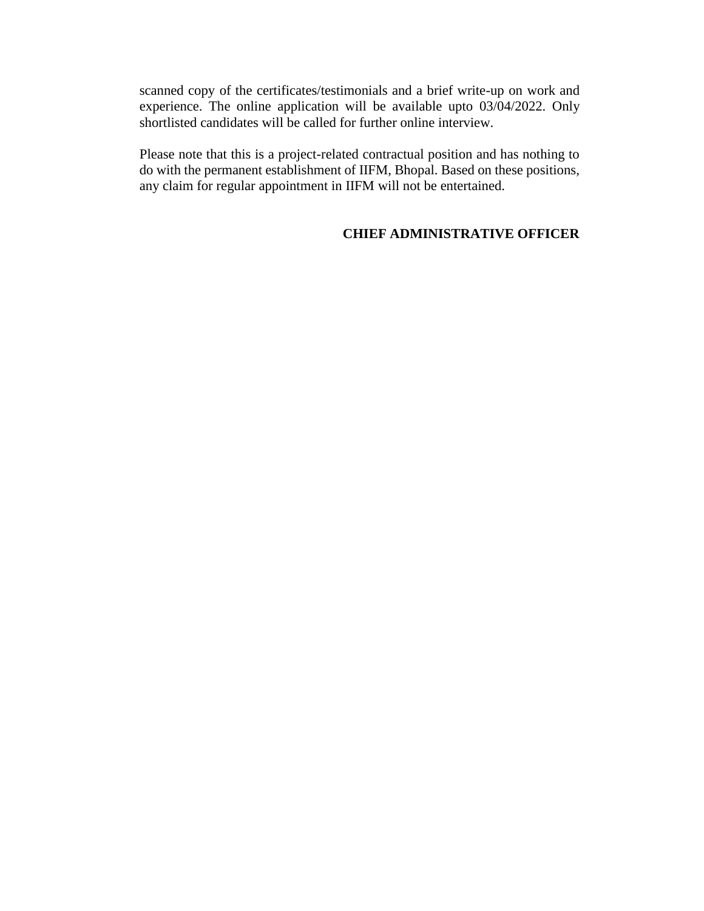scanned copy of the certificates/testimonials and a brief write-up on work and experience. The online application will be available upto 03/04/2022. Only shortlisted candidates will be called for further online interview.

Please note that this is a project-related contractual position and has nothing to do with the permanent establishment of IIFM, Bhopal. Based on these positions, any claim for regular appointment in IIFM will not be entertained.

**CHIEF ADMINISTRATIVE OFFICER**